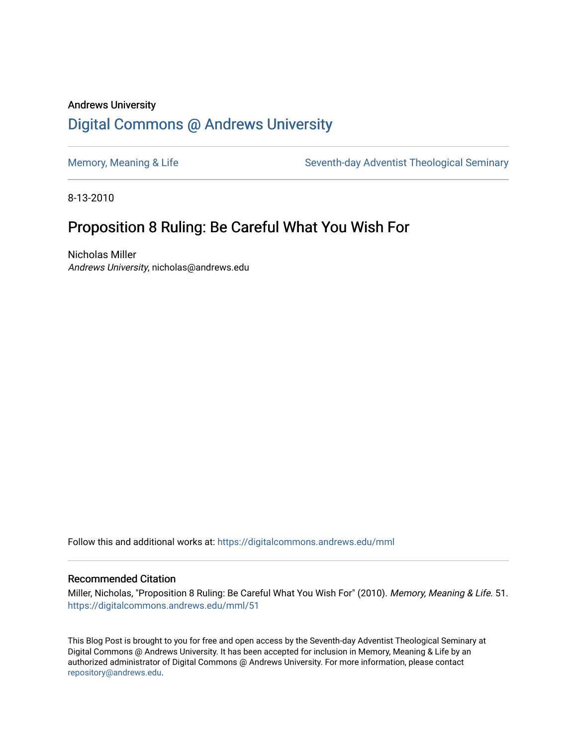Andrews University

# Digital Commons @ Andrews University

Memory, Meaning & Life | Seventh-day Adventist Theological Seminary

8-13-2010

## Proposition 8 Ruling: Be Careful What You Wish For

Nicholas Miller
*Andrews University*, nicholas@andrews.edu

Follow this and additional works at: https://digitalcommons.andrews.edu/mml

### Recommended Citation

Miller, Nicholas, "Proposition 8 Ruling: Be Careful What You Wish For" (2010). *Memory, Meaning & Life*. 51.
https://digitalcommons.andrews.edu/mml/51

This Blog Post is brought to you for free and open access by the Seventh-day Adventist Theological Seminary at Digital Commons @ Andrews University. It has been accepted for inclusion in Memory, Meaning & Life by an authorized administrator of Digital Commons @ Andrews University. For more information, please contact repository@andrews.edu.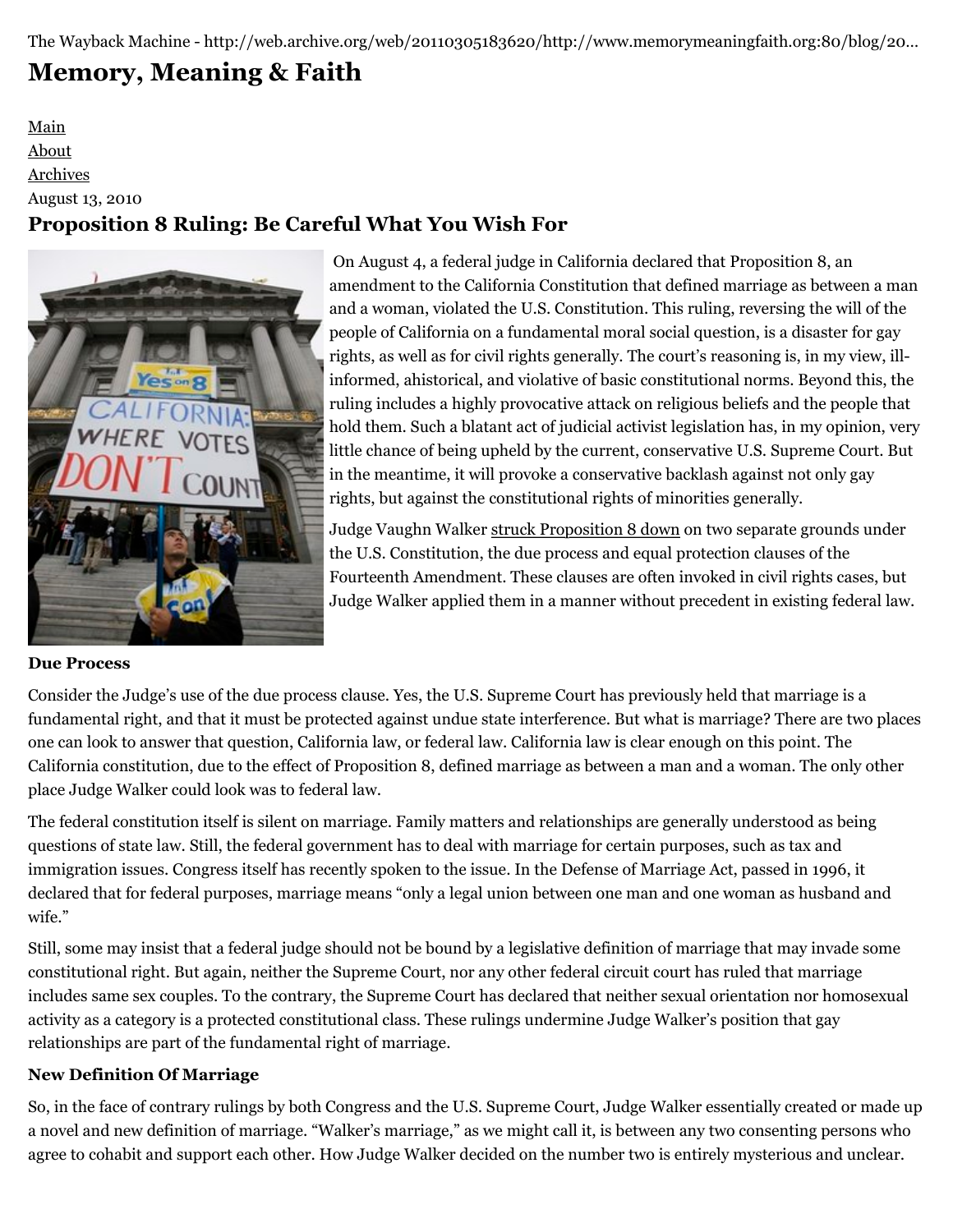# Memory, Meaning & Faith

Main
About
Archives

August 13, 2010

## Proposition 8 Ruling: Be Careful What You Wish For

On August 4, a federal judge in California declared that Proposition 8, an amendment to the California Constitution that defined marriage as between a man and a woman, violated the U.S. Constitution. This ruling, reversing the will of the people of California on a fundamental moral social question, is a disaster for gay rights, as well as for civil rights generally. The court's reasoning is, in my view, ill-informed, ahistorical, and violative of basic constitutional norms. Beyond this, the ruling includes a highly provocative attack on religious beliefs and the people that hold them. Such a blatant act of judicial activist legislation has, in my opinion, very little chance of being upheld by the current, conservative U.S. Supreme Court. But in the meantime, it will provoke a conservative backlash against not only gay rights, but against the constitutional rights of minorities generally.

Judge Vaughn Walker struck Proposition 8 down on two separate grounds under the U.S. Constitution, the due process and equal protection clauses of the Fourteenth Amendment. These clauses are often invoked in civil rights cases, but Judge Walker applied them in a manner without precedent in existing federal law.

**Due Process**

Consider the Judge's use of the due process clause. Yes, the U.S. Supreme Court has previously held that marriage is a fundamental right, and that it must be protected against undue state interference. But what is marriage? There are two places one can look to answer that question, California law, or federal law. California law is clear enough on this point. The California constitution, due to the effect of Proposition 8, defined marriage as between a man and a woman. The only other place Judge Walker could look was to federal law.

The federal constitution itself is silent on marriage. Family matters and relationships are generally understood as being questions of state law. Still, the federal government has to deal with marriage for certain purposes, such as tax and immigration issues. Congress itself has recently spoken to the issue. In the Defense of Marriage Act, passed in 1996, it declared that for federal purposes, marriage means "only a legal union between one man and one woman as husband and wife."

Still, some may insist that a federal judge should not be bound by a legislative definition of marriage that may invade some constitutional right. But again, neither the Supreme Court, nor any other federal circuit court has ruled that marriage includes same sex couples. To the contrary, the Supreme Court has declared that neither sexual orientation nor homosexual activity as a category is a protected constitutional class. These rulings undermine Judge Walker's position that gay relationships are part of the fundamental right of marriage.

**New Definition Of Marriage**

So, in the face of contrary rulings by both Congress and the U.S. Supreme Court, Judge Walker essentially created or made up a novel and new definition of marriage. "Walker's marriage," as we might call it, is between any two consenting persons who agree to cohabit and support each other. How Judge Walker decided on the number two is entirely mysterious and unclear.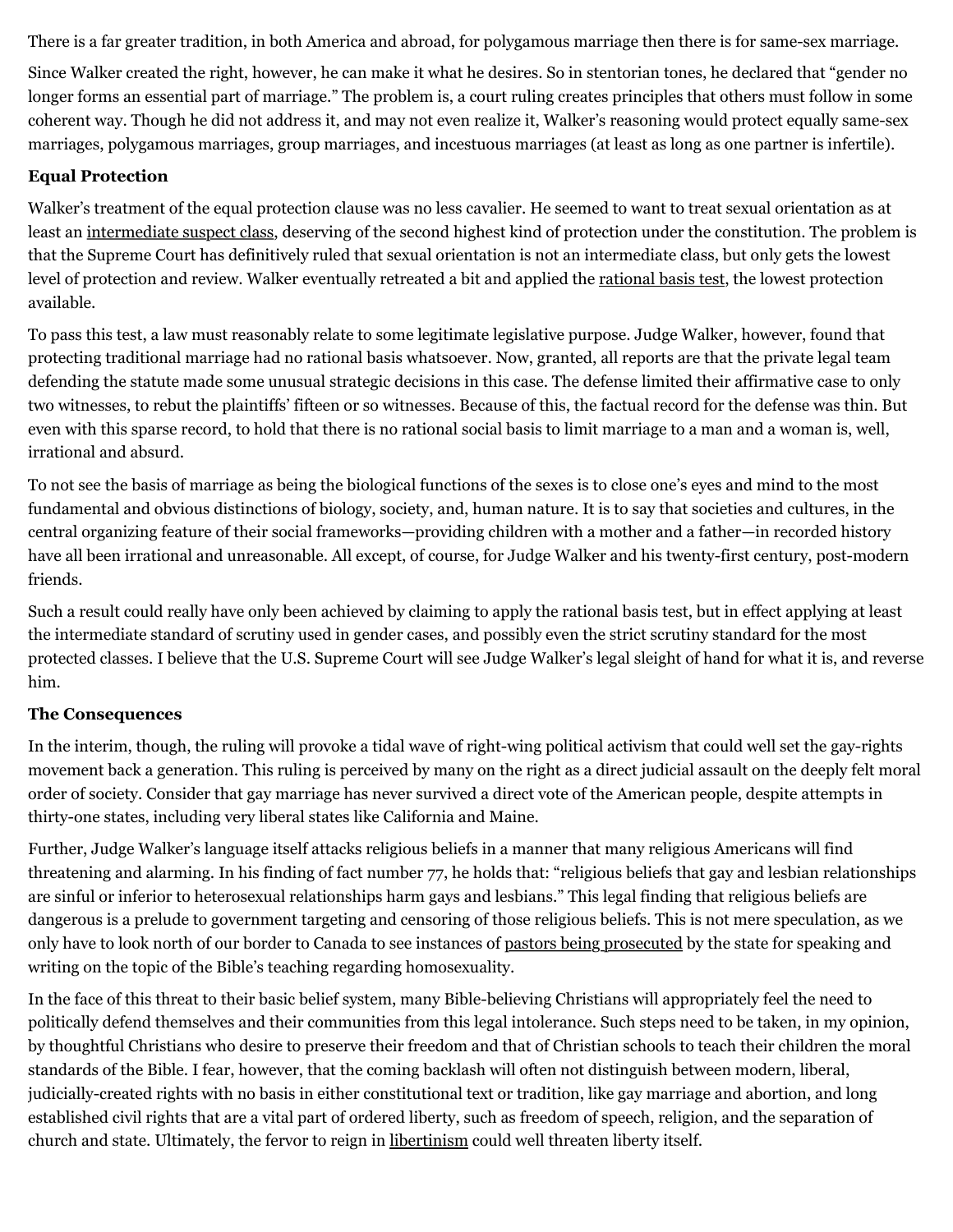There is a far greater tradition, in both America and abroad, for polygamous marriage then there is for same-sex marriage.

Since Walker created the right, however, he can make it what he desires. So in stentorian tones, he declared that "gender no longer forms an essential part of marriage." The problem is, a court ruling creates principles that others must follow in some coherent way. Though he did not address it, and may not even realize it, Walker's reasoning would protect equally same-sex marriages, polygamous marriages, group marriages, and incestuous marriages (at least as long as one partner is infertile).

**Equal Protection**

Walker's treatment of the equal protection clause was no less cavalier. He seemed to want to treat sexual orientation as at least an intermediate suspect class, deserving of the second highest kind of protection under the constitution. The problem is that the Supreme Court has definitively ruled that sexual orientation is not an intermediate class, but only gets the lowest level of protection and review. Walker eventually retreated a bit and applied the rational basis test, the lowest protection available.

To pass this test, a law must reasonably relate to some legitimate legislative purpose. Judge Walker, however, found that protecting traditional marriage had no rational basis whatsoever. Now, granted, all reports are that the private legal team defending the statute made some unusual strategic decisions in this case. The defense limited their affirmative case to only two witnesses, to rebut the plaintiffs' fifteen or so witnesses. Because of this, the factual record for the defense was thin. But even with this sparse record, to hold that there is no rational social basis to limit marriage to a man and a woman is, well, irrational and absurd.

To not see the basis of marriage as being the biological functions of the sexes is to close one's eyes and mind to the most fundamental and obvious distinctions of biology, society, and, human nature. It is to say that societies and cultures, in the central organizing feature of their social frameworks—providing children with a mother and a father—in recorded history have all been irrational and unreasonable. All except, of course, for Judge Walker and his twenty-first century, post-modern friends.

Such a result could really have only been achieved by claiming to apply the rational basis test, but in effect applying at least the intermediate standard of scrutiny used in gender cases, and possibly even the strict scrutiny standard for the most protected classes. I believe that the U.S. Supreme Court will see Judge Walker's legal sleight of hand for what it is, and reverse him.

**The Consequences**

In the interim, though, the ruling will provoke a tidal wave of right-wing political activism that could well set the gay-rights movement back a generation. This ruling is perceived by many on the right as a direct judicial assault on the deeply felt moral order of society. Consider that gay marriage has never survived a direct vote of the American people, despite attempts in thirty-one states, including very liberal states like California and Maine.

Further, Judge Walker's language itself attacks religious beliefs in a manner that many religious Americans will find threatening and alarming. In his finding of fact number 77, he holds that: "religious beliefs that gay and lesbian relationships are sinful or inferior to heterosexual relationships harm gays and lesbians." This legal finding that religious beliefs are dangerous is a prelude to government targeting and censoring of those religious beliefs. This is not mere speculation, as we only have to look north of our border to Canada to see instances of pastors being prosecuted by the state for speaking and writing on the topic of the Bible's teaching regarding homosexuality.

In the face of this threat to their basic belief system, many Bible-believing Christians will appropriately feel the need to politically defend themselves and their communities from this legal intolerance. Such steps need to be taken, in my opinion, by thoughtful Christians who desire to preserve their freedom and that of Christian schools to teach their children the moral standards of the Bible. I fear, however, that the coming backlash will often not distinguish between modern, liberal, judicially-created rights with no basis in either constitutional text or tradition, like gay marriage and abortion, and long established civil rights that are a vital part of ordered liberty, such as freedom of speech, religion, and the separation of church and state. Ultimately, the fervor to reign in libertinism could well threaten liberty itself.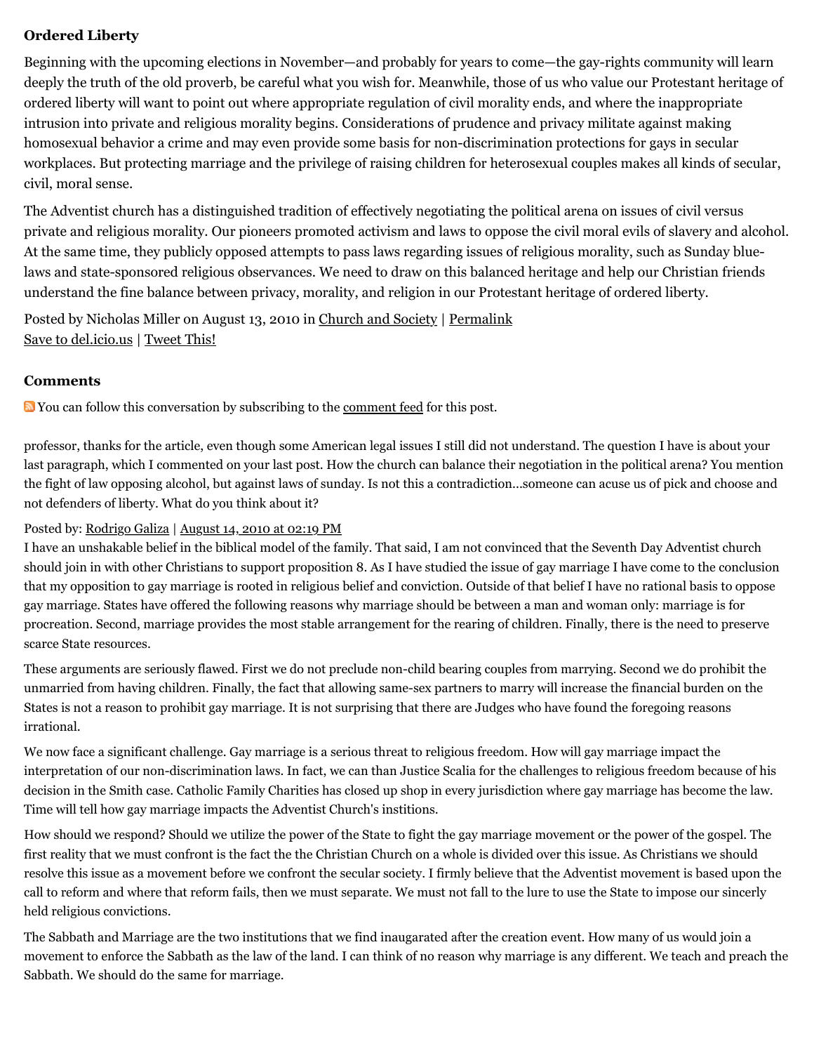### Ordered Liberty

Beginning with the upcoming elections in November—and probably for years to come—the gay-rights community will learn deeply the truth of the old proverb, be careful what you wish for. Meanwhile, those of us who value our Protestant heritage of ordered liberty will want to point out where appropriate regulation of civil morality ends, and where the inappropriate intrusion into private and religious morality begins. Considerations of prudence and privacy militate against making homosexual behavior a crime and may even provide some basis for non-discrimination protections for gays in secular workplaces. But protecting marriage and the privilege of raising children for heterosexual couples makes all kinds of secular, civil, moral sense.

The Adventist church has a distinguished tradition of effectively negotiating the political arena on issues of civil versus private and religious morality. Our pioneers promoted activism and laws to oppose the civil moral evils of slavery and alcohol. At the same time, they publicly opposed attempts to pass laws regarding issues of religious morality, such as Sunday blue-laws and state-sponsored religious observances. We need to draw on this balanced heritage and help our Christian friends understand the fine balance between privacy, morality, and religion in our Protestant heritage of ordered liberty.

Posted by Nicholas Miller on August 13, 2010 in Church and Society | Permalink
Save to del.icio.us | Tweet This!

### Comments

You can follow this conversation by subscribing to the comment feed for this post.

professor, thanks for the article, even though some American legal issues I still did not understand. The question I have is about your last paragraph, which I commented on your last post. How the church can balance their negotiation in the political arena? You mention the fight of law opposing alcohol, but against laws of sunday. Is not this a contradiction...someone can acuse us of pick and choose and not defenders of liberty. What do you think about it?

Posted by: Rodrigo Galiza | August 14, 2010 at 02:19 PM

I have an unshakable belief in the biblical model of the family. That said, I am not convinced that the Seventh Day Adventist church should join in with other Christians to support proposition 8. As I have studied the issue of gay marriage I have come to the conclusion that my opposition to gay marriage is rooted in religious belief and conviction. Outside of that belief I have no rational basis to oppose gay marriage. States have offered the following reasons why marriage should be between a man and woman only: marriage is for procreation. Second, marriage provides the most stable arrangement for the rearing of children. Finally, there is the need to preserve scarce State resources.

These arguments are seriously flawed. First we do not preclude non-child bearing couples from marrying. Second we do prohibit the unmarried from having children. Finally, the fact that allowing same-sex partners to marry will increase the financial burden on the States is not a reason to prohibit gay marriage. It is not surprising that there are Judges who have found the foregoing reasons irrational.

We now face a significant challenge. Gay marriage is a serious threat to religious freedom. How will gay marriage impact the interpretation of our non-discrimination laws. In fact, we can than Justice Scalia for the challenges to religious freedom because of his decision in the Smith case. Catholic Family Charities has closed up shop in every jurisdiction where gay marriage has become the law. Time will tell how gay marriage impacts the Adventist Church's institions.

How should we respond? Should we utilize the power of the State to fight the gay marriage movement or the power of the gospel. The first reality that we must confront is the fact the the Christian Church on a whole is divided over this issue. As Christians we should resolve this issue as a movement before we confront the secular society. I firmly believe that the Adventist movement is based upon the call to reform and where that reform fails, then we must separate. We must not fall to the lure to use the State to impose our sincerly held religious convictions.

The Sabbath and Marriage are the two institutions that we find inaugarated after the creation event. How many of us would join a movement to enforce the Sabbath as the law of the land. I can think of no reason why marriage is any different. We teach and preach the Sabbath. We should do the same for marriage.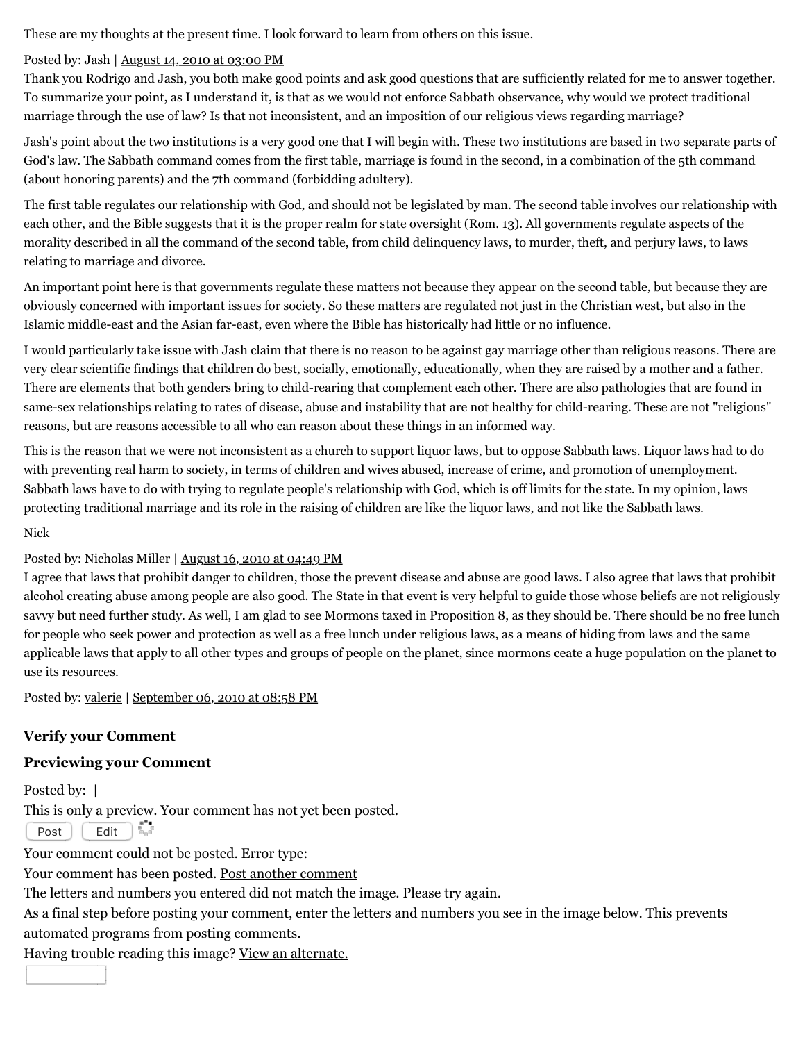These are my thoughts at the present time. I look forward to learn from others on this issue.

Posted by: Jash | August 14, 2010 at 03:00 PM

Thank you Rodrigo and Jash, you both make good points and ask good questions that are sufficiently related for me to answer together. To summarize your point, as I understand it, is that as we would not enforce Sabbath observance, why would we protect traditional marriage through the use of law? Is that not inconsistent, and an imposition of our religious views regarding marriage?

Jash's point about the two institutions is a very good one that I will begin with. These two institutions are based in two separate parts of God's law. The Sabbath command comes from the first table, marriage is found in the second, in a combination of the 5th command (about honoring parents) and the 7th command (forbidding adultery).

The first table regulates our relationship with God, and should not be legislated by man. The second table involves our relationship with each other, and the Bible suggests that it is the proper realm for state oversight (Rom. 13). All governments regulate aspects of the morality described in all the command of the second table, from child delinquency laws, to murder, theft, and perjury laws, to laws relating to marriage and divorce.

An important point here is that governments regulate these matters not because they appear on the second table, but because they are obviously concerned with important issues for society. So these matters are regulated not just in the Christian west, but also in the Islamic middle-east and the Asian far-east, even where the Bible has historically had little or no influence.

I would particularly take issue with Jash claim that there is no reason to be against gay marriage other than religious reasons. There are very clear scientific findings that children do best, socially, emotionally, educationally, when they are raised by a mother and a father. There are elements that both genders bring to child-rearing that complement each other. There are also pathologies that are found in same-sex relationships relating to rates of disease, abuse and instability that are not healthy for child-rearing. These are not "religious" reasons, but are reasons accessible to all who can reason about these things in an informed way.

This is the reason that we were not inconsistent as a church to support liquor laws, but to oppose Sabbath laws. Liquor laws had to do with preventing real harm to society, in terms of children and wives abused, increase of crime, and promotion of unemployment. Sabbath laws have to do with trying to regulate people's relationship with God, which is off limits for the state. In my opinion, laws protecting traditional marriage and its role in the raising of children are like the liquor laws, and not like the Sabbath laws.

Nick

Posted by: Nicholas Miller | August 16, 2010 at 04:49 PM

I agree that laws that prohibit danger to children, those the prevent disease and abuse are good laws. I also agree that laws that prohibit alcohol creating abuse among people are also good. The State in that event is very helpful to guide those whose beliefs are not religiously savvy but need further study. As well, I am glad to see Mormons taxed in Proposition 8, as they should be. There should be no free lunch for people who seek power and protection as well as a free lunch under religious laws, as a means of hiding from laws and the same applicable laws that apply to all other types and groups of people on the planet, since mormons ceate a huge population on the planet to use its resources.

Posted by: valerie | September 06, 2010 at 08:58 PM

### Verify your Comment

### Previewing your Comment

Posted by: |

This is only a preview. Your comment has not yet been posted.

Post Edit

Your comment could not be posted. Error type:

Your comment has been posted. Post another comment

The letters and numbers you entered did not match the image. Please try again.

As a final step before posting your comment, enter the letters and numbers you see in the image below. This prevents automated programs from posting comments.

Having trouble reading this image? View an alternate.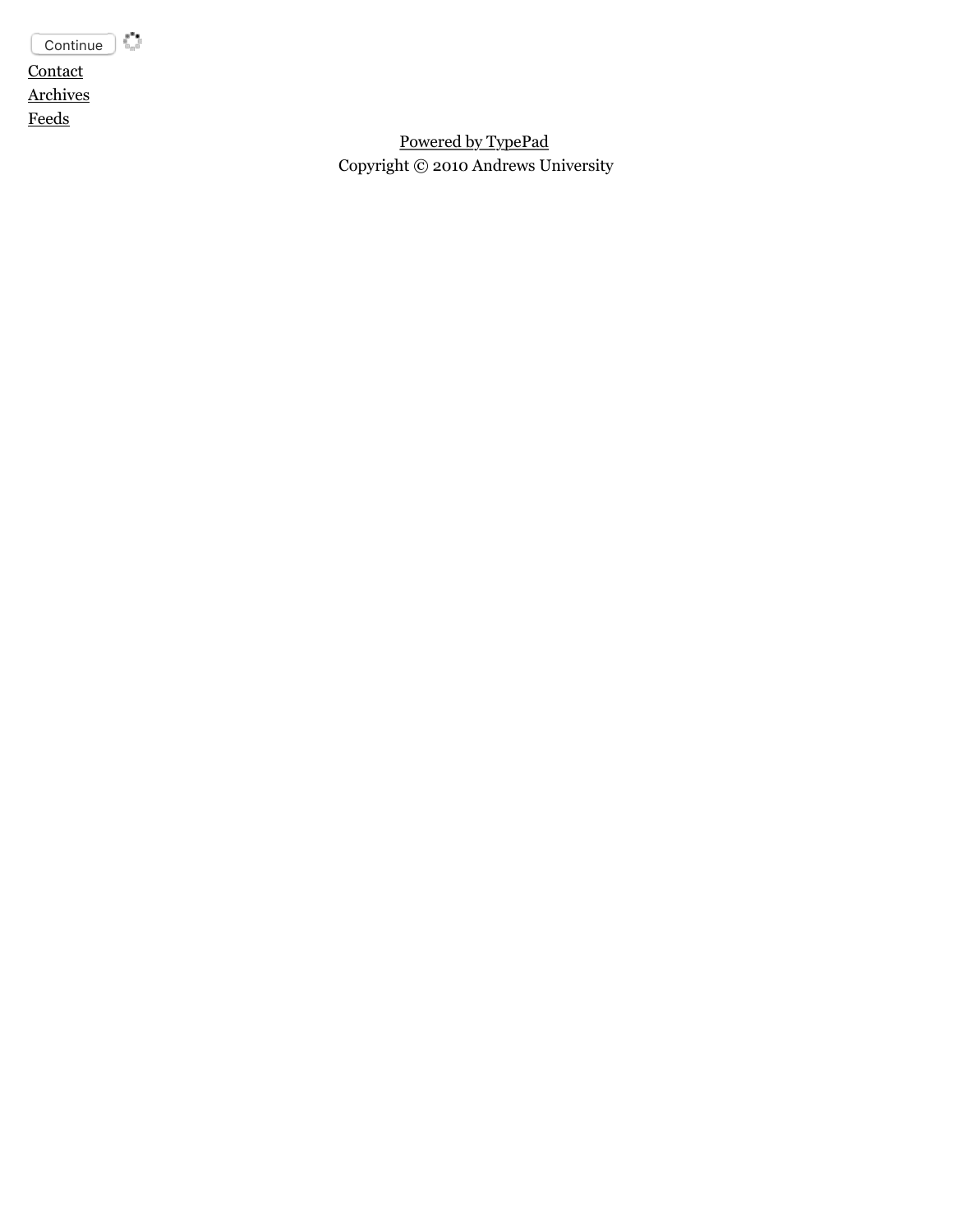Continue

Contact

Archives

Feeds

Powered by TypePad

Copyright © 2010 Andrews University